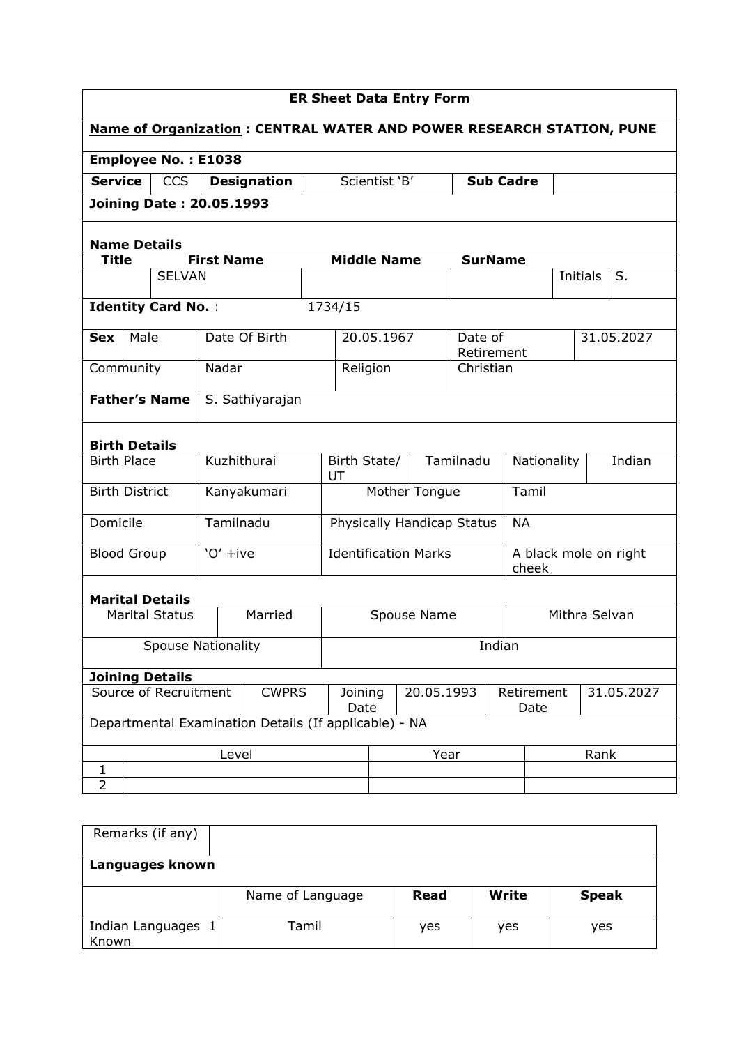# ER Sheet Data Entry Form

**Name of Organization : CENTRAL WATER AND POWER RESEARCH STATION, PUNE**

**Employee No. : E1038**

| **Service** | CCS | **Designation** | Scientist 'B' | **Sub Cadre** | |
|---|---|---|---|---|---|

**Joining Date : 20.05.1993**

**Name Details**

| **Title** | **First Name** | **Middle Name** | **SurName** | | |
|---|---|---|---|---|---|
| | SELVAN | | | Initials | S. |

**Identity Card No.** : 1734/15

| **Sex** | Male | Date Of Birth | 20.05.1967 | Date of Retirement | 31.05.2027 |
|---|---|---|---|---|---|
| Community | | Nadar | Religion | Christian | |

| **Father's Name** | S. Sathiyarajan |
|---|---|

**Birth Details**

| Birth Place | Kuzhithurai | Birth State/ UT | Tamilnadu | Nationality | Indian |
|---|---|---|---|---|---|
| Birth District | Kanyakumari | Mother Tongue | | Tamil | |
| Domicile | Tamilnadu | Physically Handicap Status | | NA | |
| Blood Group | 'O' +ive | Identification Marks | | A black mole on right cheek | |

**Marital Details**

| Marital Status | Married | Spouse Name | Mithra Selvan |
|---|---|---|---|
| Spouse Nationality | | Indian | |

**Joining Details**

| Source of Recruitment | CWPRS | Joining Date | 20.05.1993 | Retirement Date | 31.05.2027 |
|---|---|---|---|---|---|

Departmental Examination Details (If applicable) - NA

| | Level | Year | Rank |
|---|---|---|---|
| 1 | | | |
| 2 | | | |

| Remarks (if any) | | | | |
|---|---|---|---|---|
| **Languages known** | | | | |
| | Name of Language | **Read** | **Write** | **Speak** |
| Indian Languages Known 1 | Tamil | yes | yes | yes |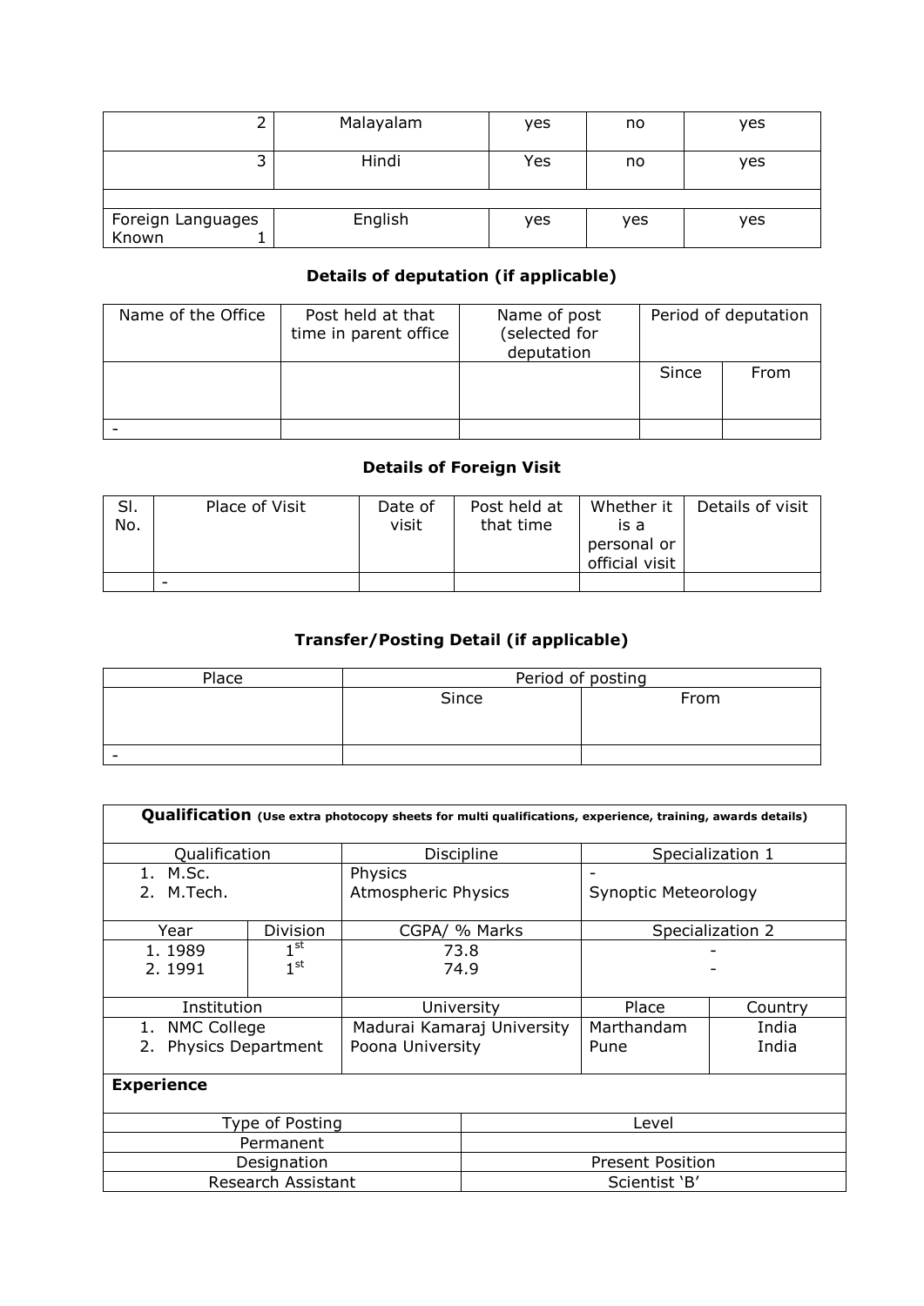| 2 | Malayalam | yes | no | yes |
|---|---|---|---|---|
| 3 | Hindi | Yes | no | yes |
| | | | | |
| Foreign Languages Known 1 | English | yes | yes | yes |

### Details of deputation (if applicable)

| Name of the Office | Post held at that time in parent office | Name of post (selected for deputation | Period of deputation | |
|---|---|---|---|---|
| | | | Since | From |
| - | | | | |

### Details of Foreign Visit

| Sl. No. | Place of Visit | Date of visit | Post held at that time | Whether it is a personal or official visit | Details of visit |
|---|---|---|---|---|---|
| | - | | | | |

### Transfer/Posting Detail (if applicable)

| Place | Period of posting | |
|---|---|---|
| | Since | From |
| - | | |

| **Qualification** (Use extra photocopy sheets for multi qualifications, experience, training, awards details) | | | | |
|---|---|---|---|---|
| Qualification | | Discipline | Specialization 1 | |
| 1. M.Sc.<br>2. M.Tech. | | Physics<br>Atmospheric Physics | -<br>Synoptic Meteorology | |
| Year | Division | CGPA/ % Marks | Specialization 2 | |
| 1. 1989<br>2. 1991 | 1st<br>1st | 73.8<br>74.9 | -<br>- | |
| Institution | | University | Place | Country |
| 1. NMC College<br>2. Physics Department | | Madurai Kamaraj University<br>Poona University | Marthandam<br>Pune | India<br>India |

**Experience**

| Type of Posting | Level |
|---|---|
| Permanent | |
| Designation | Present Position |
| Research Assistant | Scientist 'B' |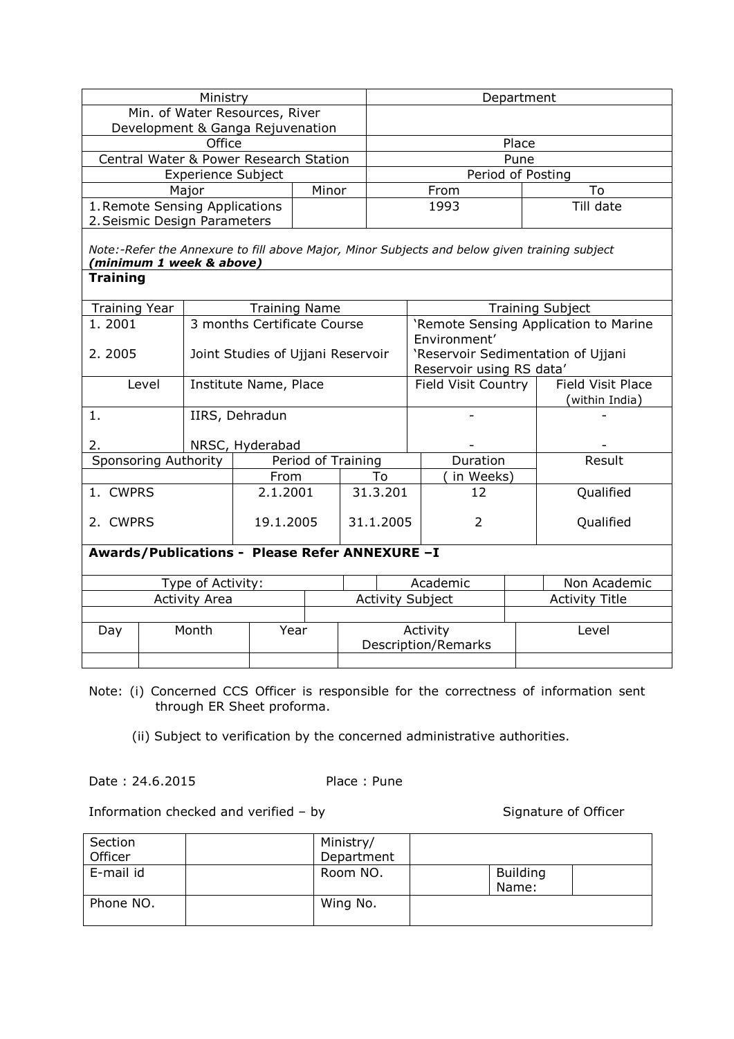| Ministry | | Department | |
|---|---|---|---|
| Min. of Water Resources, River Development & Ganga Rejuvenation | | | |
| Office | | Place | |
| Central Water & Power Research Station | | Pune | |
| Experience Subject | | Period of Posting | |
| Major | Minor | From | To |
| 1. Remote Sensing Applications<br>2. Seismic Design Parameters | | 1993 | Till date |

*Note:-Refer the Annexure to fill above Major, Minor Subjects and below given training subject* ***(minimum 1 week & above)***

**Training**

| Training Year | Training Name | Training Subject | |
|---|---|---|---|
| 1. 2001<br><br>2. 2005 | 3 months Certificate Course<br><br>Joint Studies of Ujjani Reservoir | 'Remote Sensing Application to Marine Environment'<br>'Reservoir Sedimentation of Ujjani Reservoir using RS data' | |
| Level | Institute Name, Place | Field Visit Country | Field Visit Place (within India) |
| 1.<br><br>2. | IIRS, Dehradun<br><br>NRSC, Hyderabad | -<br><br>- | -<br><br>- |

| Sponsoring Authority | Period of Training | | Duration | Result |
|---|---|---|---|---|
| | From | To | ( in Weeks) | |
| 1. CWPRS | 2.1.2001 | 31.3.201 | 12 | Qualified |
| 2. CWPRS | 19.1.2005 | 31.1.2005 | 2 | Qualified |

**Awards/Publications - Please Refer ANNEXURE –I**

| Type of Activity: | | Academic | | Non Academic |
|---|---|---|---|---|
| Activity Area | | Activity Subject | | Activity Title |
| | | | | |

| Day | Month | Year | Activity Description/Remarks | Level |
|---|---|---|---|---|
| | | | | |

Note: (i) Concerned CCS Officer is responsible for the correctness of information sent through ER Sheet proforma.

(ii) Subject to verification by the concerned administrative authorities.

Date : 24.6.2015 Place : Pune

Information checked and verified – by Signature of Officer

| Section Officer | | Ministry/ Department | | | |
|---|---|---|---|---|---|
| E-mail id | | Room NO. | | Building Name: | |
| Phone NO. | | Wing No. | | | |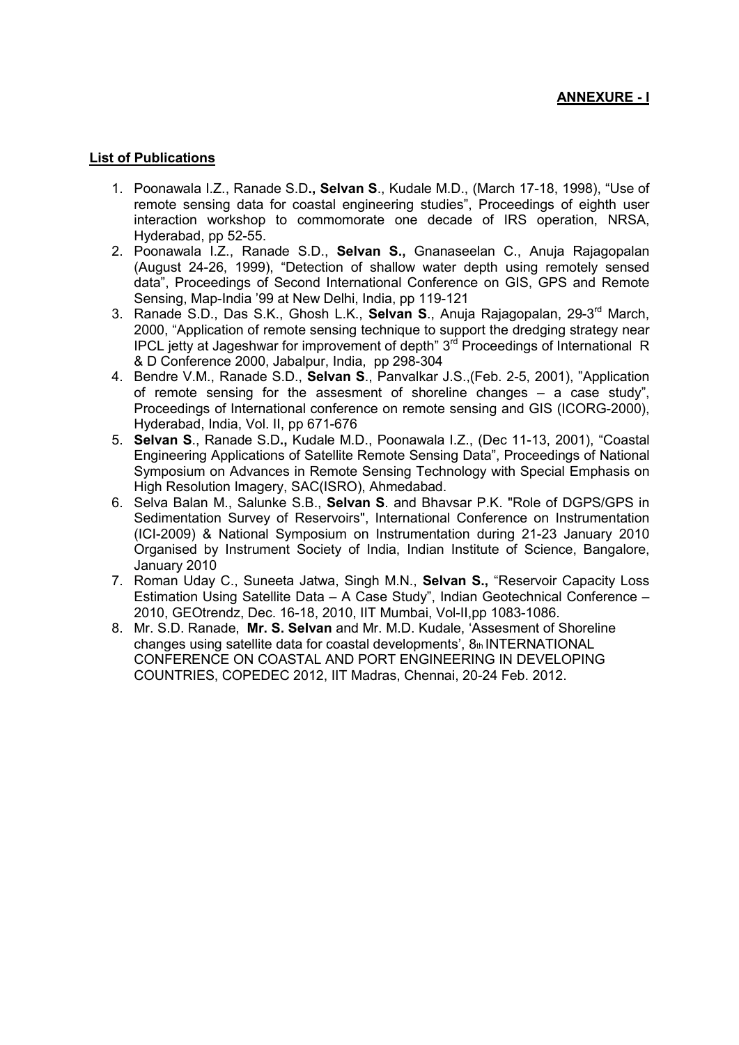**ANNEXURE - I**

**List of Publications**

1. Poonawala I.Z., Ranade S.D**., Selvan S**., Kudale M.D., (March 17-18, 1998), "Use of remote sensing data for coastal engineering studies", Proceedings of eighth user interaction workshop to commomorate one decade of IRS operation, NRSA, Hyderabad, pp 52-55.
2. Poonawala I.Z., Ranade S.D., **Selvan S.,** Gnanaseelan C., Anuja Rajagopalan (August 24-26, 1999), "Detection of shallow water depth using remotely sensed data", Proceedings of Second International Conference on GIS, GPS and Remote Sensing, Map-India '99 at New Delhi, India, pp 119-121
3. Ranade S.D., Das S.K., Ghosh L.K., **Selvan S**., Anuja Rajagopalan, 29-3rd March, 2000, "Application of remote sensing technique to support the dredging strategy near IPCL jetty at Jageshwar for improvement of depth" 3rd Proceedings of International R & D Conference 2000, Jabalpur, India, pp 298-304
4. Bendre V.M., Ranade S.D., **Selvan S**., Panvalkar J.S.,(Feb. 2-5, 2001), "Application of remote sensing for the assesment of shoreline changes – a case study", Proceedings of International conference on remote sensing and GIS (ICORG-2000), Hyderabad, India, Vol. II, pp 671-676
5. **Selvan S**., Ranade S.D**.,** Kudale M.D., Poonawala I.Z., (Dec 11-13, 2001), "Coastal Engineering Applications of Satellite Remote Sensing Data", Proceedings of National Symposium on Advances in Remote Sensing Technology with Special Emphasis on High Resolution Imagery, SAC(ISRO), Ahmedabad.
6. Selva Balan M., Salunke S.B., **Selvan S**. and Bhavsar P.K. "Role of DGPS/GPS in Sedimentation Survey of Reservoirs", International Conference on Instrumentation (ICI-2009) & National Symposium on Instrumentation during 21-23 January 2010 Organised by Instrument Society of India, Indian Institute of Science, Bangalore, January 2010
7. Roman Uday C., Suneeta Jatwa, Singh M.N., **Selvan S.,** "Reservoir Capacity Loss Estimation Using Satellite Data – A Case Study", Indian Geotechnical Conference – 2010, GEOtrendz, Dec. 16-18, 2010, IIT Mumbai, Vol-II,pp 1083-1086.
8. Mr. S.D. Ranade, **Mr. S. Selvan** and Mr. M.D. Kudale, 'Assesment of Shoreline changes using satellite data for coastal developments', 8th INTERNATIONAL CONFERENCE ON COASTAL AND PORT ENGINEERING IN DEVELOPING COUNTRIES, COPEDEC 2012, IIT Madras, Chennai, 20-24 Feb. 2012.